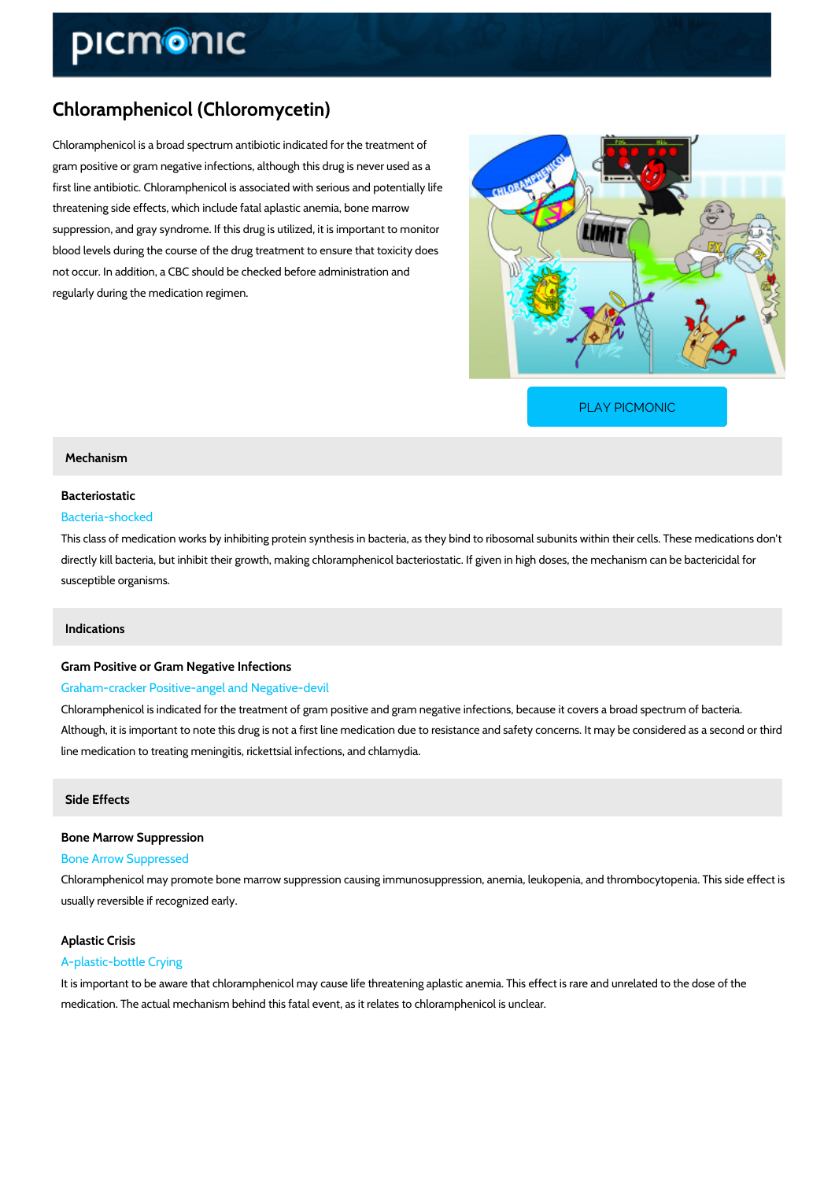# Chloramphenicol (Chloromycetin)

Chloramphenicol is a broad spectrum antibiotic indicated for the treatment of gram positive or gram negative infections, although this drug is never used as a first line antibiotic. Chloramphenicol is associated with serious and potentially life threatening side effects, which include fatal aplastic anemia, bone marrow suppression, and gray syndrome. If this drug is utilized, it is important to monitor blood levels during the course of the drug treatment to ensure that toxicity does not occur. In addition, a CBC should be checked before administration and regularly during the medication regimen.

PLAY PICMONIC

## Mechanism

### Bacteriostatic

Bacteria-shocked

This class of medication works by inhibiting protein synthesis in bacteria, as they bind to ribosomal subunits within their cells. These medications don't directly kill bacteria, but inhibit their growth, making chloramphenicol bacteriostatic. If given in high doses, the mechanism can be bactericidal for susceptible organisms.

## Indications

### Gram Positive or Gram Negative Infections

Graham-cracker Positive-angel and Negative-devil

Chloramphenicol is indicated for the treatment of gram positive and gram negative infections, because it covers a broad spectrum of bacteria. Although, it is important to note this drug is not a first line medication due to resistance and safety concerns. It may be considered as a second or third line medication to treating meningitis, rickettsial infections, and chlamydia.

## Side Effects

### Bone Marrow Suppression

Bone Arrow Suppressed

Chloramphenicol may promote bone marrow suppression causing immunosuppression, anemia, leukopenia, and thrombocytopenia. This side effect is usually reversible if recognized early.

### Aplastic Crisis

A-plastic-bottle Crying

It is important to be aware that chloramphenicol may cause life threatening aplastic anemia. This effect is rare and unrelated to the dose of the medication. The actual mechanism behind this fatal event, as it relates to chloramphenicol is unclear.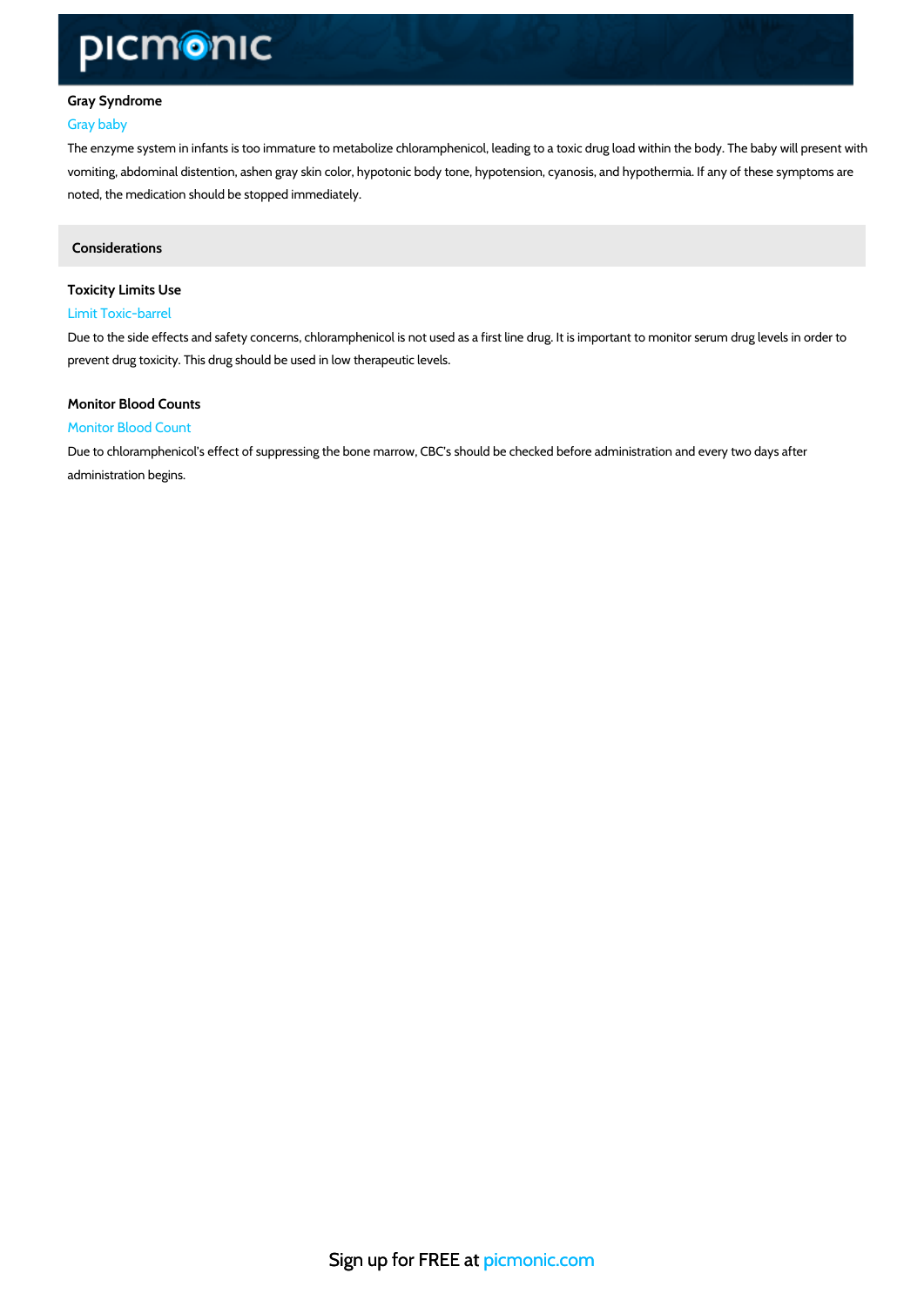### Gray Syndrome

Gray baby

The enzyme system in infants is too immature to metabolize chloramphenicol, leading to a toxic drug load within the body. The baby will present with vomiting, abdominal distention, ashen gray skin color, hypotonic body tone, hypotension, cyanosis, and hypothermia. If any of these symptoms are noted, the medication should be stopped immediately.

## Considerations

### Toxicity Limits Use

Limit Toxic-barrel

Due to the side effects and safety concerns, chloramphenicol is not used as a first line drug. It is important to monitor serum drug levels in order to prevent drug toxicity. This drug should be used in low therapeutic levels.

### Monitor Blood Counts

Monitor Blood Count

Due to chloramphenicol's effect of suppressing the bone marrow, CBC's should be checked before administration and every two days after administration begins.

Sign up for FREE at picmonic.com